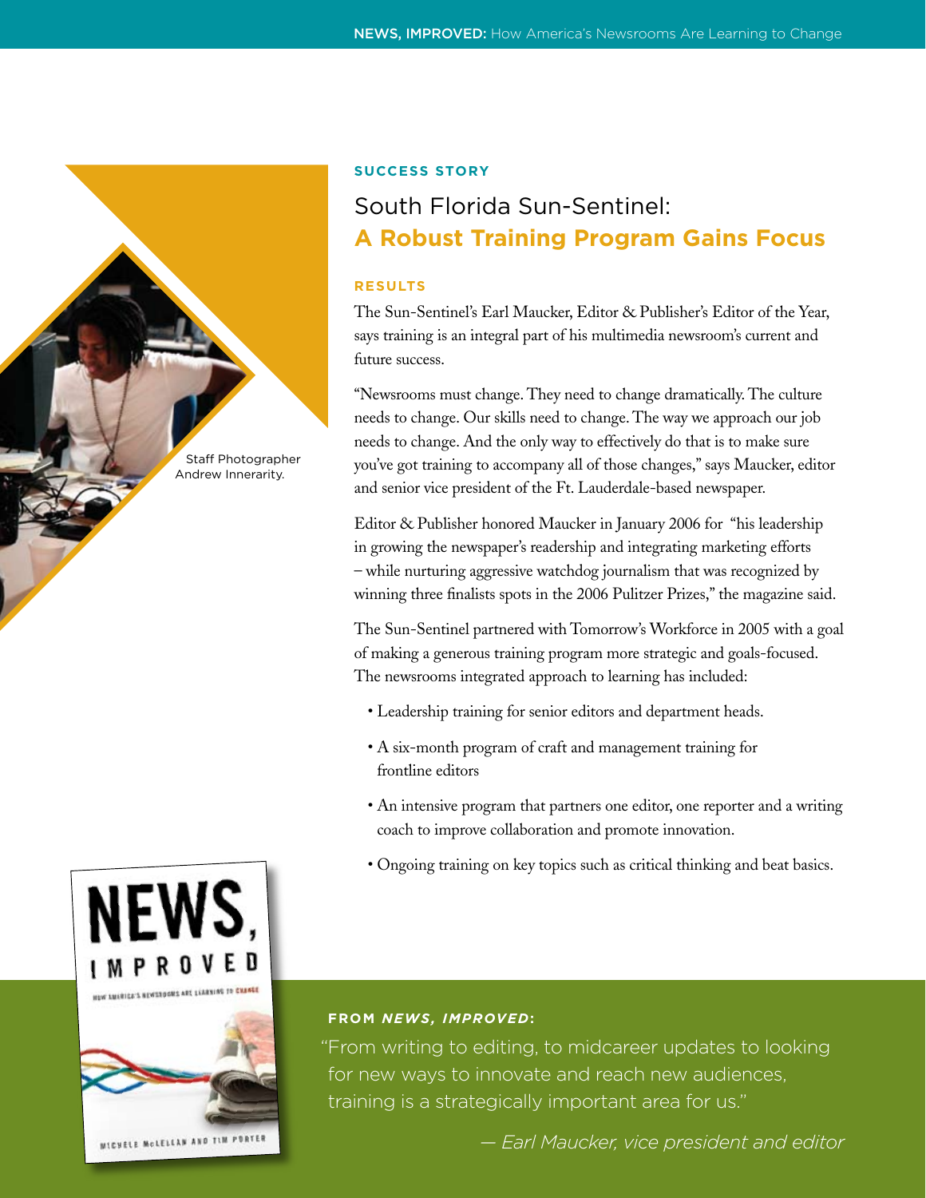SUCCESS STORY

# South Florida Sun-Sentinel: **A Robust Training Program Gains Focus**

Staff Photographer Andrew Innerarity.

## RESULTS

The Sun-Sentinel's Earl Maucker, Editor & Publisher's Editor of the Year, says training is an integral part of his multimedia newsroom's current and future success.

"Newsrooms must change. They need to change dramatically. The culture needs to change. Our skills need to change. The way we approach our job needs to change. And the only way to effectively do that is to make sure you've got training to accompany all of those changes," says Maucker, editor and senior vice president of the Ft. Lauderdale-based newspaper.

Editor & Publisher honored Maucker in January 2006 for "his leadership in growing the newspaper's readership and integrating marketing efforts – while nurturing aggressive watchdog journalism that was recognized by winning three finalists spots in the 2006 Pulitzer Prizes," the magazine said.

The Sun-Sentinel partnered with Tomorrow's Workforce in 2005 with a goal of making a generous training program more strategic and goals-focused. The newsrooms integrated approach to learning has included:

- Leadership training for senior editors and department heads.
- A six-month program of craft and management training for frontline editors
- An intensive program that partners one editor, one reporter and a writing coach to improve collaboration and promote innovation.
- Ongoing training on key topics such as critical thinking and beat basics.

**FROM *NEWS, IMPROVED*:**

"From writing to editing, to midcareer updates to looking for new ways to innovate and reach new audiences, training is a strategically important area for us."

*— Earl Maucker, vice president and editor*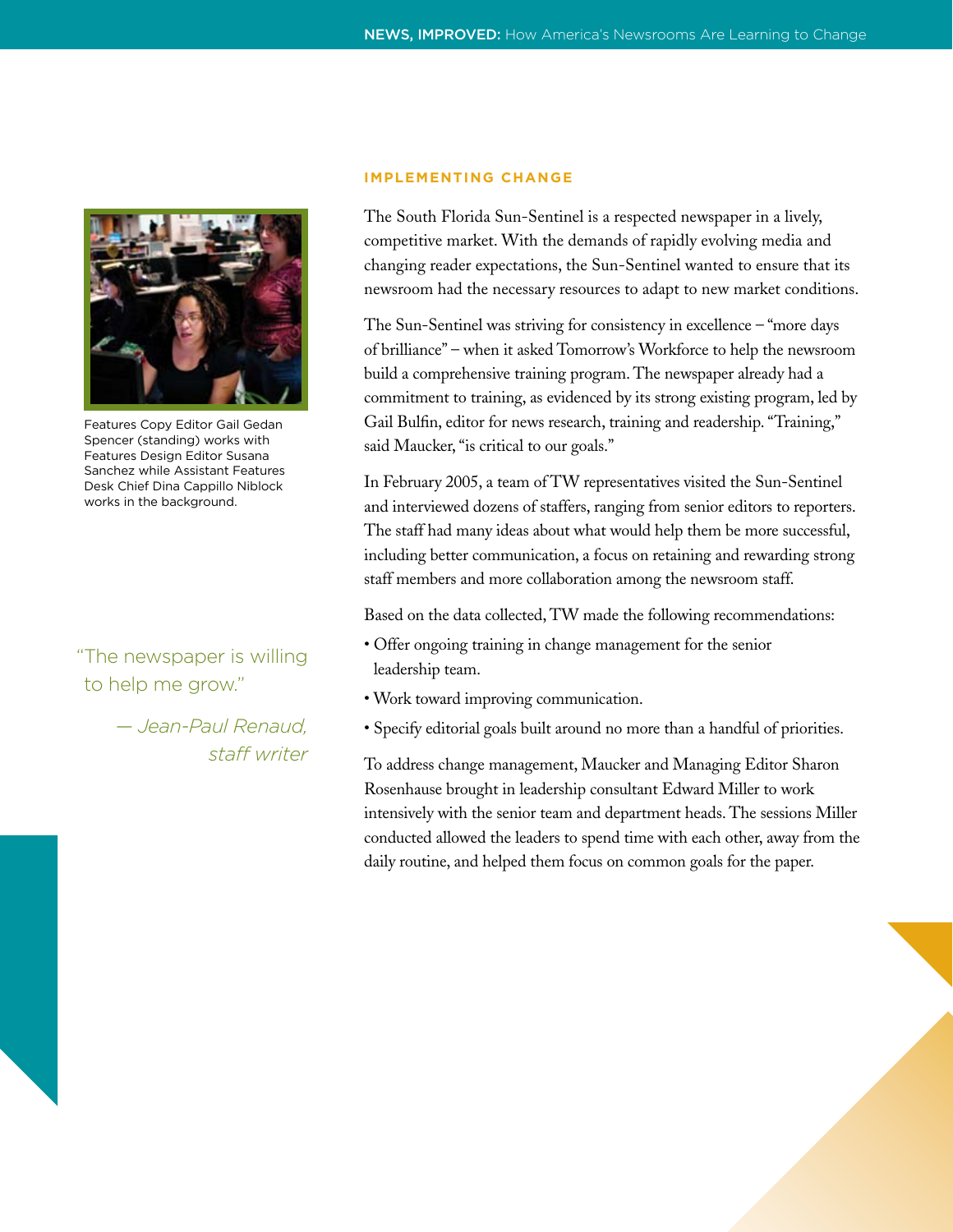Features Copy Editor Gail Gedan Spencer (standing) works with Features Design Editor Susana Sanchez while Assistant Features Desk Chief Dina Cappillo Niblock works in the background.

"The newspaper is willing to help me grow."

*— Jean-Paul Renaud, staff writer*

## IMPLEMENTING CHANGE

The South Florida Sun-Sentinel is a respected newspaper in a lively, competitive market. With the demands of rapidly evolving media and changing reader expectations, the Sun-Sentinel wanted to ensure that its newsroom had the necessary resources to adapt to new market conditions.

The Sun-Sentinel was striving for consistency in excellence – "more days of brilliance" – when it asked Tomorrow's Workforce to help the newsroom build a comprehensive training program. The newspaper already had a commitment to training, as evidenced by its strong existing program, led by Gail Bulfin, editor for news research, training and readership. "Training," said Maucker, "is critical to our goals."

In February 2005, a team of TW representatives visited the Sun-Sentinel and interviewed dozens of staffers, ranging from senior editors to reporters. The staff had many ideas about what would help them be more successful, including better communication, a focus on retaining and rewarding strong staff members and more collaboration among the newsroom staff.

Based on the data collected, TW made the following recommendations:

- Offer ongoing training in change management for the senior leadership team.
- Work toward improving communication.
- Specify editorial goals built around no more than a handful of priorities.

To address change management, Maucker and Managing Editor Sharon Rosenhause brought in leadership consultant Edward Miller to work intensively with the senior team and department heads. The sessions Miller conducted allowed the leaders to spend time with each other, away from the daily routine, and helped them focus on common goals for the paper.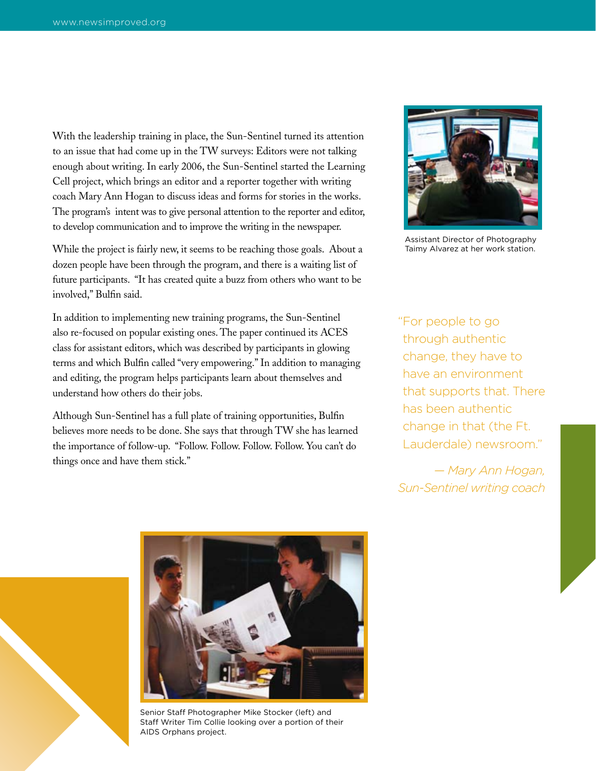With the leadership training in place, the Sun-Sentinel turned its attention to an issue that had come up in the TW surveys: Editors were not talking enough about writing. In early 2006, the Sun-Sentinel started the Learning Cell project, which brings an editor and a reporter together with writing coach Mary Ann Hogan to discuss ideas and forms for stories in the works. The program's intent was to give personal attention to the reporter and editor, to develop communication and to improve the writing in the newspaper.

While the project is fairly new, it seems to be reaching those goals. About a dozen people have been through the program, and there is a waiting list of future participants. "It has created quite a buzz from others who want to be involved," Bulfin said.

In addition to implementing new training programs, the Sun-Sentinel also re-focused on popular existing ones. The paper continued its ACES class for assistant editors, which was described by participants in glowing terms and which Bulfin called "very empowering." In addition to managing and editing, the program helps participants learn about themselves and understand how others do their jobs.

Although Sun-Sentinel has a full plate of training opportunities, Bulfin believes more needs to be done. She says that through TW she has learned the importance of follow-up. "Follow. Follow. Follow. Follow. You can't do things once and have them stick."

Assistant Director of Photography Taimy Alvarez at her work station.

> "For people to go through authentic change, they have to have an environment that supports that. There has been authentic change in that (the Ft. Lauderdale) newsroom."
>
> *— Mary Ann Hogan, Sun-Sentinel writing coach*

Senior Staff Photographer Mike Stocker (left) and Staff Writer Tim Collie looking over a portion of their AIDS Orphans project.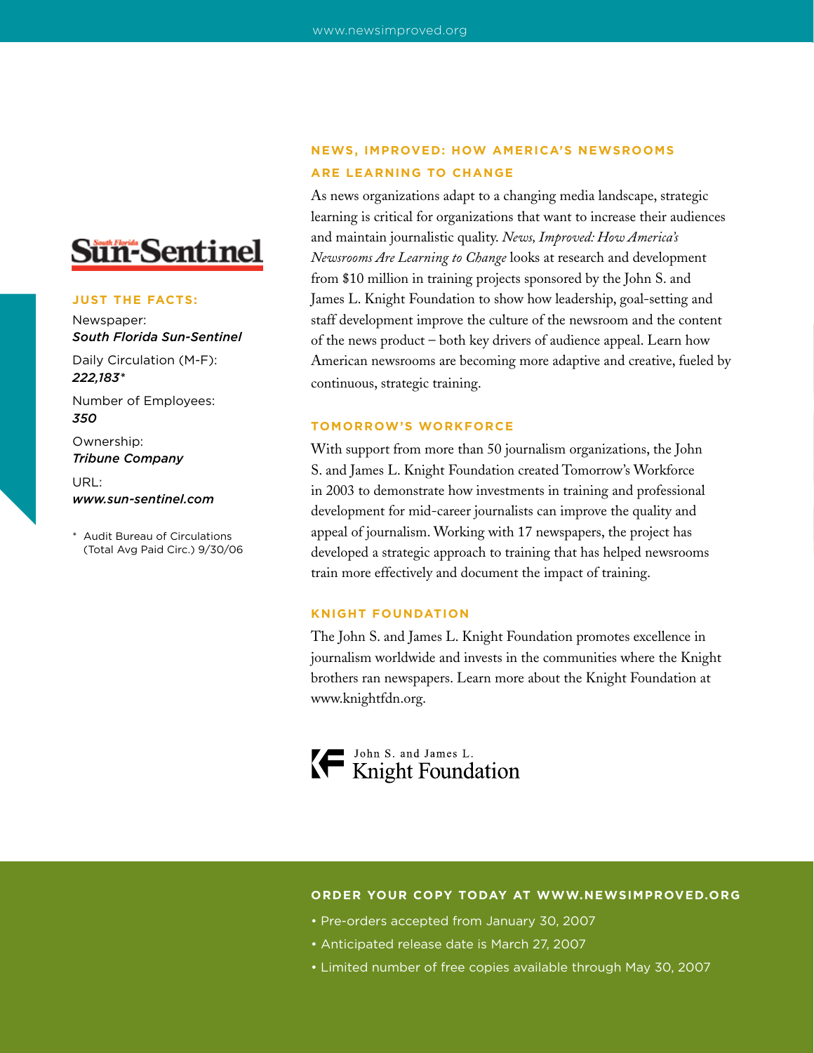Sun-Sentinel

### JUST THE FACTS:

Newspaper:
***South Florida Sun-Sentinel***

Daily Circulation (M-F):
***222,183****

Number of Employees:
***350***

Ownership:
***Tribune Company***

URL:
***www.sun-sentinel.com***

\* Audit Bureau of Circulations (Total Avg Paid Circ.) 9/30/06

## NEWS, IMPROVED: HOW AMERICA'S NEWSROOMS ARE LEARNING TO CHANGE

As news organizations adapt to a changing media landscape, strategic learning is critical for organizations that want to increase their audiences and maintain journalistic quality. *News, Improved: How America's Newsrooms Are Learning to Change* looks at research and development from $10 million in training projects sponsored by the John S. and James L. Knight Foundation to show how leadership, goal-setting and staff development improve the culture of the newsroom and the content of the news product – both key drivers of audience appeal. Learn how American newsrooms are becoming more adaptive and creative, fueled by continuous, strategic training.

## TOMORROW'S WORKFORCE

With support from more than 50 journalism organizations, the John S. and James L. Knight Foundation created Tomorrow's Workforce in 2003 to demonstrate how investments in training and professional development for mid-career journalists can improve the quality and appeal of journalism. Working with 17 newspapers, the project has developed a strategic approach to training that has helped newsrooms train more effectively and document the impact of training.

## KNIGHT FOUNDATION

The John S. and James L. Knight Foundation promotes excellence in journalism worldwide and invests in the communities where the Knight brothers ran newspapers. Learn more about the Knight Foundation at www.knightfdn.org.

John S. and James L.
Knight Foundation

## ORDER YOUR COPY TODAY AT WWW.NEWSIMPROVED.ORG

- Pre-orders accepted from January 30, 2007
- Anticipated release date is March 27, 2007
- Limited number of free copies available through May 30, 2007